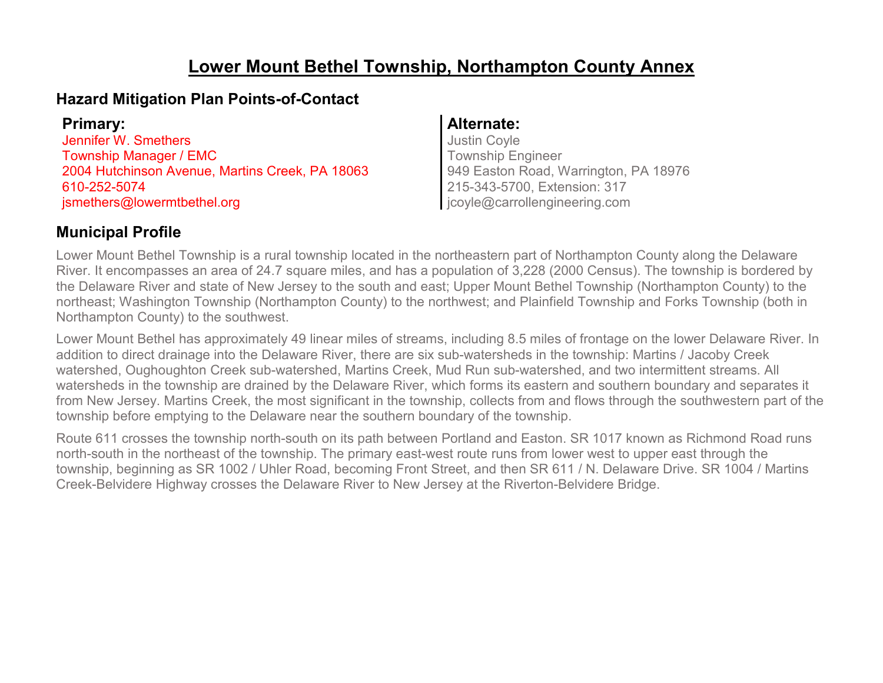# Lower Mount Bethel Township, Northampton County Annex

## Hazard Mitigation Plan Points-of-Contact

### Primary:

Jennifer W. Smethers
Township Manager / EMC
2004 Hutchinson Avenue, Martins Creek, PA 18063
610-252-5074
jsmethers@lowermtbethel.org

### Alternate:

Justin Coyle
Township Engineer
949 Easton Road, Warrington, PA 18976
215-343-5700, Extension: 317
jcoyle@carrollengineering.com

## Municipal Profile

Lower Mount Bethel Township is a rural township located in the northeastern part of Northampton County along the Delaware River. It encompasses an area of 24.7 square miles, and has a population of 3,228 (2000 Census). The township is bordered by the Delaware River and state of New Jersey to the south and east; Upper Mount Bethel Township (Northampton County) to the northeast; Washington Township (Northampton County) to the northwest; and Plainfield Township and Forks Township (both in Northampton County) to the southwest.

Lower Mount Bethel has approximately 49 linear miles of streams, including 8.5 miles of frontage on the lower Delaware River. In addition to direct drainage into the Delaware River, there are six sub-watersheds in the township: Martins / Jacoby Creek watershed, Oughoughton Creek sub-watershed, Martins Creek, Mud Run sub-watershed, and two intermittent streams. All watersheds in the township are drained by the Delaware River, which forms its eastern and southern boundary and separates it from New Jersey. Martins Creek, the most significant in the township, collects from and flows through the southwestern part of the township before emptying to the Delaware near the southern boundary of the township.

Route 611 crosses the township north-south on its path between Portland and Easton. SR 1017 known as Richmond Road runs north-south in the northeast of the township. The primary east-west route runs from lower west to upper east through the township, beginning as SR 1002 / Uhler Road, becoming Front Street, and then SR 611 / N. Delaware Drive. SR 1004 / Martins Creek-Belvidere Highway crosses the Delaware River to New Jersey at the Riverton-Belvidere Bridge.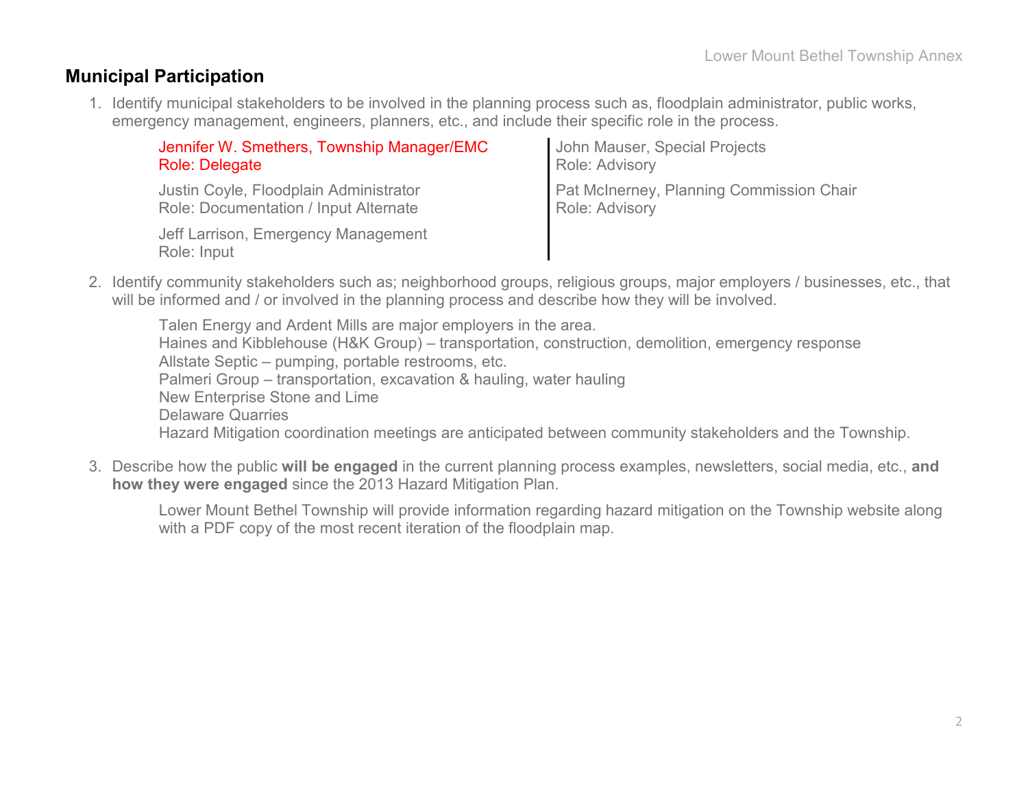## Municipal Participation

1. Identify municipal stakeholders to be involved in the planning process such as, floodplain administrator, public works, emergency management, engineers, planners, etc., and include their specific role in the process.

   Jennifer W. Smethers, Township Manager/EMC
   Role: Delegate

   Justin Coyle, Floodplain Administrator
   Role: Documentation / Input Alternate

   Jeff Larrison, Emergency Management
   Role: Input

   John Mauser, Special Projects
   Role: Advisory

   Pat McInerney, Planning Commission Chair
   Role: Advisory

2. Identify community stakeholders such as; neighborhood groups, religious groups, major employers / businesses, etc., that will be informed and / or involved in the planning process and describe how they will be involved.

   Talen Energy and Ardent Mills are major employers in the area.
   Haines and Kibblehouse (H&K Group) – transportation, construction, demolition, emergency response
   Allstate Septic – pumping, portable restrooms, etc.
   Palmeri Group – transportation, excavation & hauling, water hauling
   New Enterprise Stone and Lime
   Delaware Quarries
   Hazard Mitigation coordination meetings are anticipated between community stakeholders and the Township.

3. Describe how the public **will be engaged** in the current planning process examples, newsletters, social media, etc., **and how they were engaged** since the 2013 Hazard Mitigation Plan.

   Lower Mount Bethel Township will provide information regarding hazard mitigation on the Township website along with a PDF copy of the most recent iteration of the floodplain map.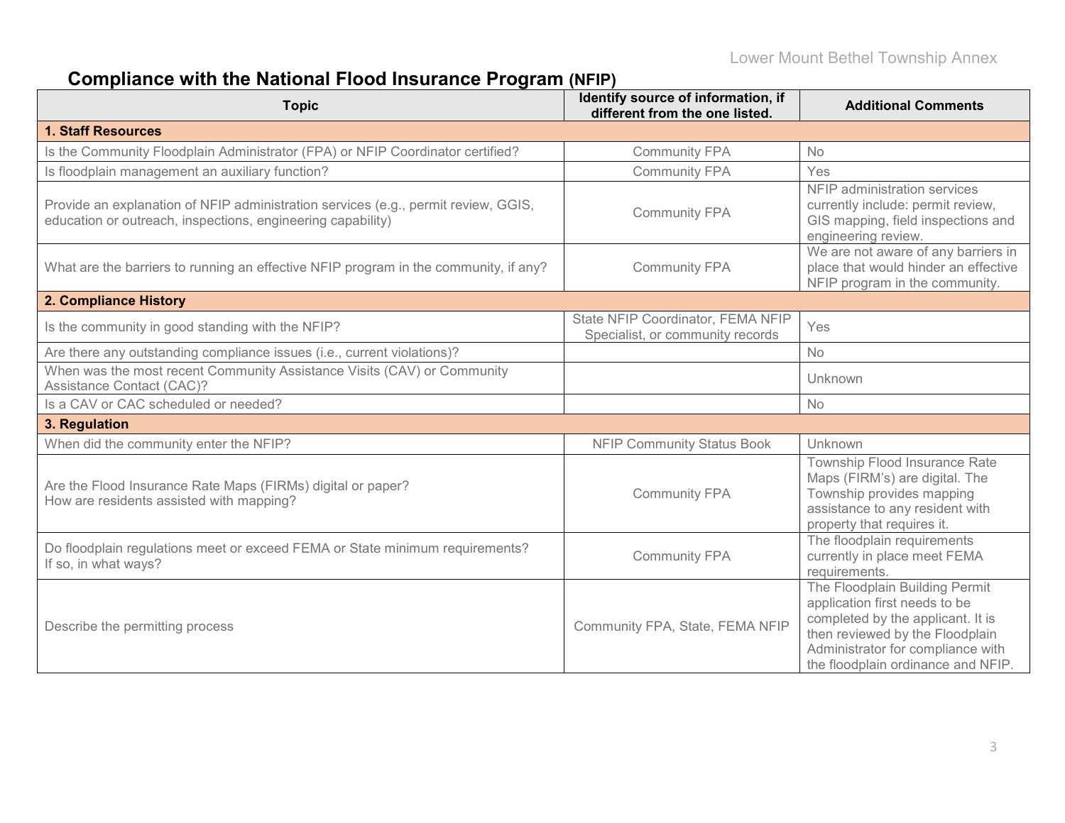## Compliance with the National Flood Insurance Program (NFIP)

| Topic | Identify source of information, if different from the one listed. | Additional Comments |
|---|---|---|
| **1. Staff Resources** | | |
| Is the Community Floodplain Administrator (FPA) or NFIP Coordinator certified? | Community FPA | No |
| Is floodplain management an auxiliary function? | Community FPA | Yes |
| Provide an explanation of NFIP administration services (e.g., permit review, GGIS, education or outreach, inspections, engineering capability) | Community FPA | NFIP administration services currently include: permit review, GIS mapping, field inspections and engineering review. |
| What are the barriers to running an effective NFIP program in the community, if any? | Community FPA | We are not aware of any barriers in place that would hinder an effective NFIP program in the community. |
| **2. Compliance History** | | |
| Is the community in good standing with the NFIP? | State NFIP Coordinator, FEMA NFIP Specialist, or community records | Yes |
| Are there any outstanding compliance issues (i.e., current violations)? | | No |
| When was the most recent Community Assistance Visits (CAV) or Community Assistance Contact (CAC)? | | Unknown |
| Is a CAV or CAC scheduled or needed? | | No |
| **3. Regulation** | | |
| When did the community enter the NFIP? | NFIP Community Status Book | Unknown |
| Are the Flood Insurance Rate Maps (FIRMs) digital or paper? How are residents assisted with mapping? | Community FPA | Township Flood Insurance Rate Maps (FIRM's) are digital. The Township provides mapping assistance to any resident with property that requires it. |
| Do floodplain regulations meet or exceed FEMA or State minimum requirements? If so, in what ways? | Community FPA | The floodplain requirements currently in place meet FEMA requirements. |
| Describe the permitting process | Community FPA, State, FEMA NFIP | The Floodplain Building Permit application first needs to be completed by the applicant. It is then reviewed by the Floodplain Administrator for compliance with the floodplain ordinance and NFIP. |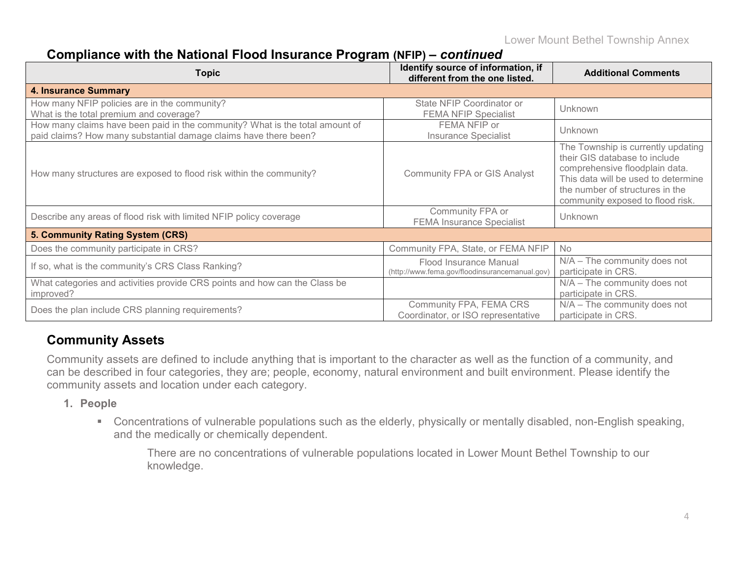## Compliance with the National Flood Insurance Program (NFIP) – *continued*

| Topic | Identify source of information, if different from the one listed. | Additional Comments |
|---|---|---|
| **4. Insurance Summary** | | |
| How many NFIP policies are in the community? What is the total premium and coverage? | State NFIP Coordinator or FEMA NFIP Specialist | Unknown |
| How many claims have been paid in the community? What is the total amount of paid claims? How many substantial damage claims have there been? | FEMA NFIP or Insurance Specialist | Unknown |
| How many structures are exposed to flood risk within the community? | Community FPA or GIS Analyst | The Township is currently updating their GIS database to include comprehensive floodplain data. This data will be used to determine the number of structures in the community exposed to flood risk. |
| Describe any areas of flood risk with limited NFIP policy coverage | Community FPA or FEMA Insurance Specialist | Unknown |
| **5. Community Rating System (CRS)** | | |
| Does the community participate in CRS? | Community FPA, State, or FEMA NFIP | No |
| If so, what is the community's CRS Class Ranking? | Flood Insurance Manual (http://www.fema.gov/floodinsurancemanual.gov) | N/A – The community does not participate in CRS. |
| What categories and activities provide CRS points and how can the Class be improved? | | N/A – The community does not participate in CRS. |
| Does the plan include CRS planning requirements? | Community FPA, FEMA CRS Coordinator, or ISO representative | N/A – The community does not participate in CRS. |

## Community Assets

Community assets are defined to include anything that is important to the character as well as the function of a community, and can be described in four categories, they are; people, economy, natural environment and built environment. Please identify the community assets and location under each category.

1. **People**
   - Concentrations of vulnerable populations such as the elderly, physically or mentally disabled, non-English speaking, and the medically or chemically dependent.

     There are no concentrations of vulnerable populations located in Lower Mount Bethel Township to our knowledge.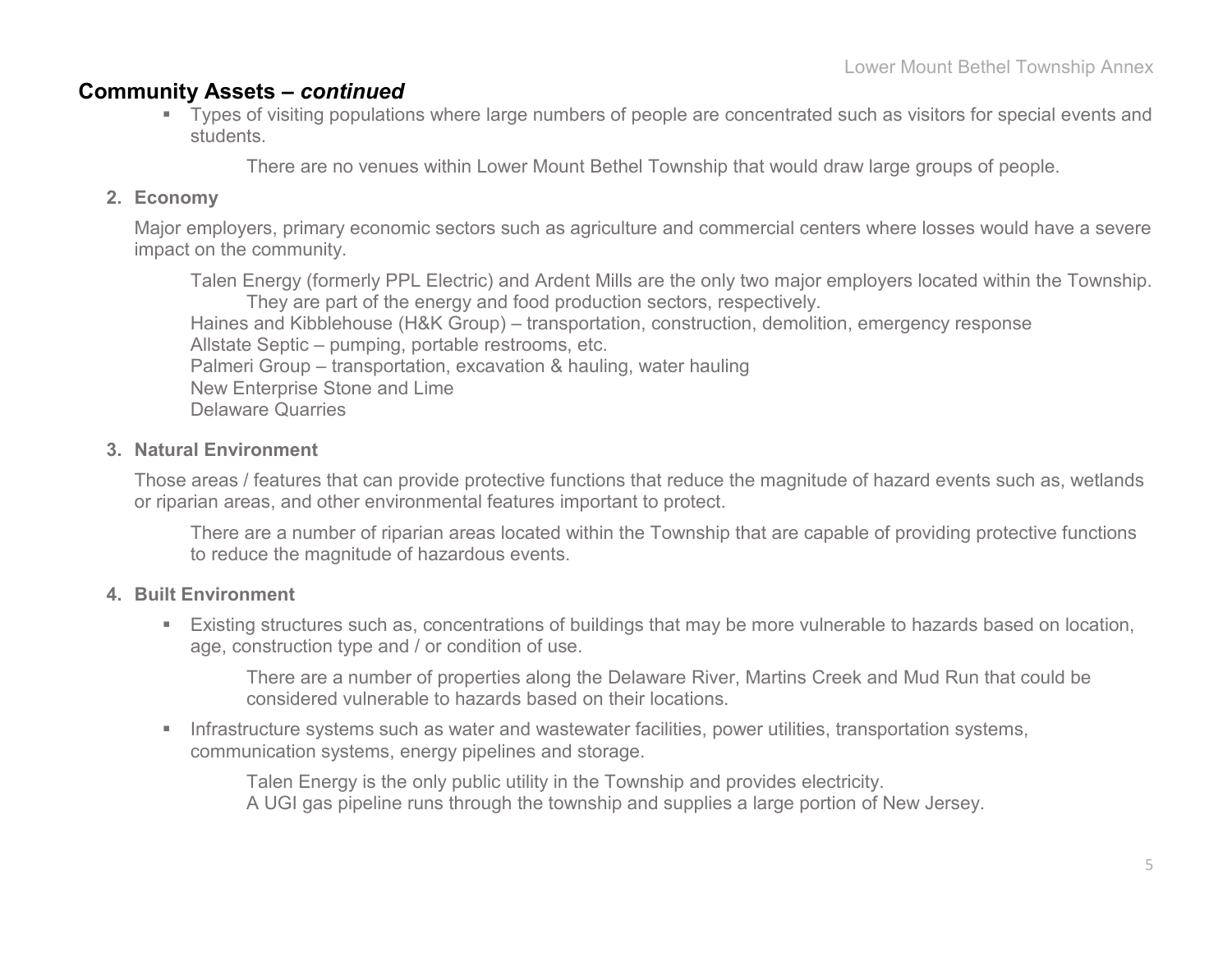## Community Assets – *continued*

- Types of visiting populations where large numbers of people are concentrated such as visitors for special events and students.

    There are no venues within Lower Mount Bethel Township that would draw large groups of people.

**2. Economy**

Major employers, primary economic sectors such as agriculture and commercial centers where losses would have a severe impact on the community.

Talen Energy (formerly PPL Electric) and Ardent Mills are the only two major employers located within the Township. They are part of the energy and food production sectors, respectively.
Haines and Kibblehouse (H&K Group) – transportation, construction, demolition, emergency response
Allstate Septic – pumping, portable restrooms, etc.
Palmeri Group – transportation, excavation & hauling, water hauling
New Enterprise Stone and Lime
Delaware Quarries

**3. Natural Environment**

Those areas / features that can provide protective functions that reduce the magnitude of hazard events such as, wetlands or riparian areas, and other environmental features important to protect.

There are a number of riparian areas located within the Township that are capable of providing protective functions to reduce the magnitude of hazardous events.

**4. Built Environment**

- Existing structures such as, concentrations of buildings that may be more vulnerable to hazards based on location, age, construction type and / or condition of use.

    There are a number of properties along the Delaware River, Martins Creek and Mud Run that could be considered vulnerable to hazards based on their locations.

- Infrastructure systems such as water and wastewater facilities, power utilities, transportation systems, communication systems, energy pipelines and storage.

    Talen Energy is the only public utility in the Township and provides electricity.
    A UGI gas pipeline runs through the township and supplies a large portion of New Jersey.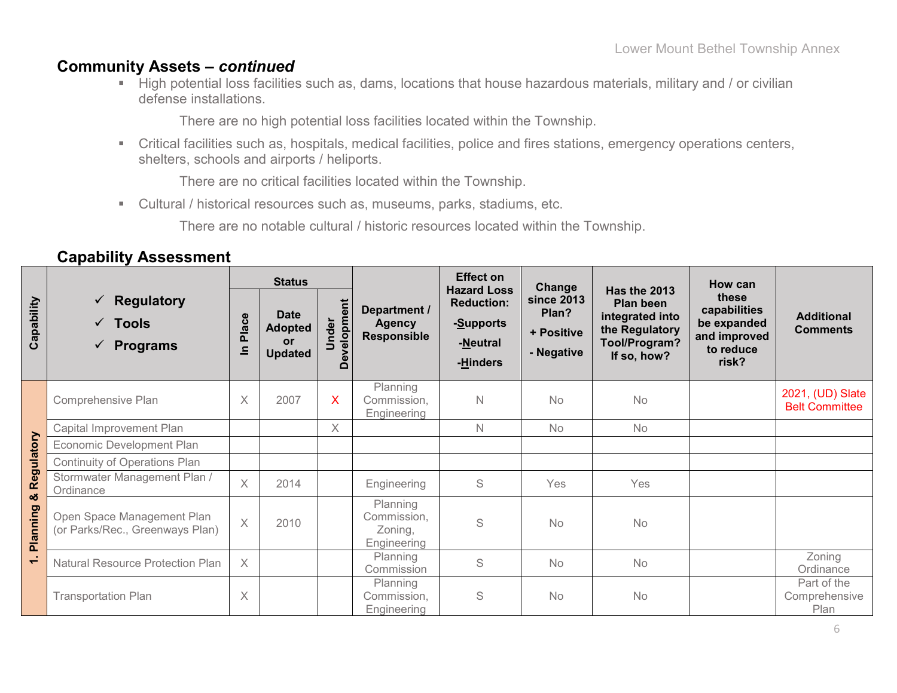## Community Assets – *continued*

- High potential loss facilities such as, dams, locations that house hazardous materials, military and / or civilian defense installations.

  There are no high potential loss facilities located within the Township.

- Critical facilities such as, hospitals, medical facilities, police and fires stations, emergency operations centers, shelters, schools and airports / heliports.

  There are no critical facilities located within the Township.

- Cultural / historical resources such as, museums, parks, stadiums, etc.

  There are no notable cultural / historic resources located within the Township.

## Capability Assessment

| Capability | ✓ Regulatory ✓ Tools ✓ Programs | Status | | | Department / Agency Responsible | Effect on Hazard Loss Reduction: -Supports -Neutral -Hinders | Change since 2013 Plan? + Positive - Negative | Has the 2013 Plan been integrated into the Regulatory Tool/Program? If so, how? | How can these capabilities be expanded and improved to reduce risk? | Additional Comments |
|---|---|---|---|---|---|---|---|---|---|---|
| | | In Place | Date Adopted or Updated | Under Development | | | | | | |
| 1. Planning & Regulatory | Comprehensive Plan | X | 2007 | X | Planning Commission, Engineering | N | No | No | | 2021, (UD) Slate Belt Committee |
| | Capital Improvement Plan | | | X | | N | No | No | | |
| | Economic Development Plan | | | | | | | | | |
| | Continuity of Operations Plan | | | | | | | | | |
| | Stormwater Management Plan / Ordinance | X | 2014 | | Engineering | S | Yes | Yes | | |
| | Open Space Management Plan (or Parks/Rec., Greenways Plan) | X | 2010 | | Planning Commission, Zoning, Engineering | S | No | No | | |
| | Natural Resource Protection Plan | X | | | Planning Commission | S | No | No | | Zoning Ordinance |
| | Transportation Plan | X | | | Planning Commission, Engineering | S | No | No | | Part of the Comprehensive Plan |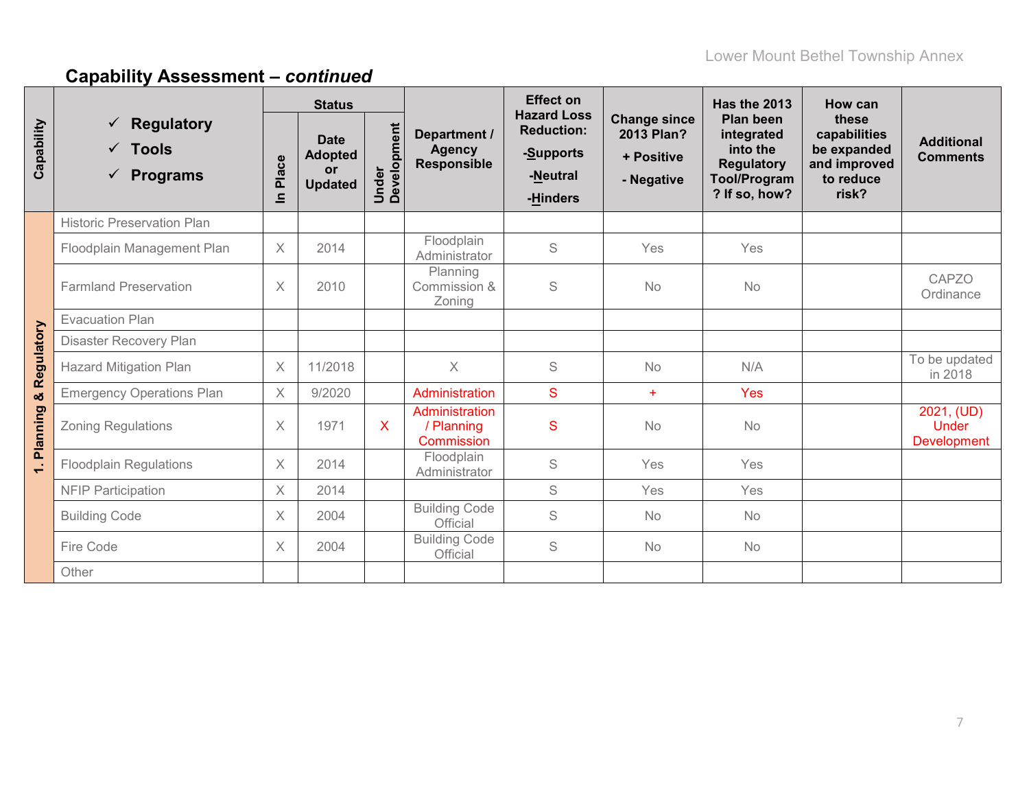## Capability Assessment – *continued*

| Capability | ✓ Regulatory<br>✓ Tools<br>✓ Programs | Status | | | Department / Agency Responsible | Effect on Hazard Loss Reduction: -Supports -Neutral -Hinders | Change since 2013 Plan? + Positive - Negative | Has the 2013 Plan been integrated into the Regulatory Tool/Program? If so, how? | How can these capabilities be expanded and improved to reduce risk? | Additional Comments |
|---|---|---|---|---|---|---|---|---|---|---|
| | | In Place | Date Adopted or Updated | Under Development | | | | | | |
| 1. Planning & Regulatory | Historic Preservation Plan | | | | | | | | | |
| | Floodplain Management Plan | X | 2014 | | Floodplain Administrator | S | Yes | Yes | | |
| | Farmland Preservation | X | 2010 | | Planning Commission & Zoning | S | No | No | | CAPZO Ordinance |
| | Evacuation Plan | | | | | | | | | |
| | Disaster Recovery Plan | | | | | | | | | |
| | Hazard Mitigation Plan | X | 11/2018 | | X | S | No | N/A | | To be updated in 2018 |
| | Emergency Operations Plan | X | 9/2020 | | Administration | S | + | Yes | | |
| | Zoning Regulations | X | 1971 | X | Administration / Planning Commission | S | No | No | | 2021, (UD) Under Development |
| | Floodplain Regulations | X | 2014 | | Floodplain Administrator | S | Yes | Yes | | |
| | NFIP Participation | X | 2014 | | | S | Yes | Yes | | |
| | Building Code | X | 2004 | | Building Code Official | S | No | No | | |
| | Fire Code | X | 2004 | | Building Code Official | S | No | No | | |
| | Other | | | | | | | | | |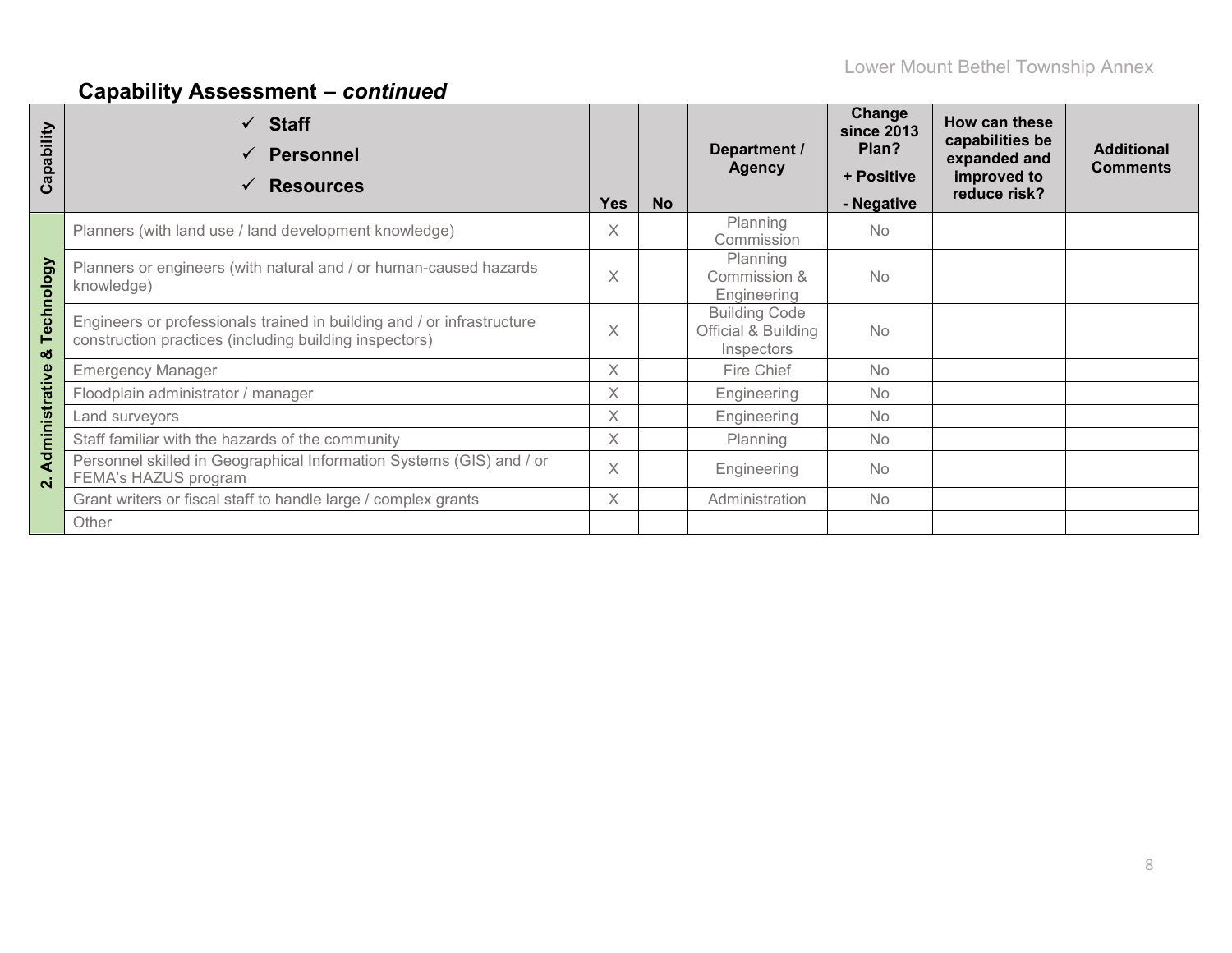## Capability Assessment – *continued*

| Capability | ✓ **Staff** ✓ **Personnel** ✓ **Resources** | Yes | No | Department / Agency | Change since 2013 Plan? + Positive - Negative | How can these capabilities be expanded and improved to reduce risk? | Additional Comments |
|---|---|---|---|---|---|---|---|
| 2. Administrative & Technology | Planners (with land use / land development knowledge) | X | | Planning Commission | No | | |
| | Planners or engineers (with natural and / or human-caused hazards knowledge) | X | | Planning Commission & Engineering | No | | |
| | Engineers or professionals trained in building and / or infrastructure construction practices (including building inspectors) | X | | Building Code Official & Building Inspectors | No | | |
| | Emergency Manager | X | | Fire Chief | No | | |
| | Floodplain administrator / manager | X | | Engineering | No | | |
| | Land surveyors | X | | Engineering | No | | |
| | Staff familiar with the hazards of the community | X | | Planning | No | | |
| | Personnel skilled in Geographical Information Systems (GIS) and / or FEMA's HAZUS program | X | | Engineering | No | | |
| | Grant writers or fiscal staff to handle large / complex grants | X | | Administration | No | | |
| | Other | | | | | | |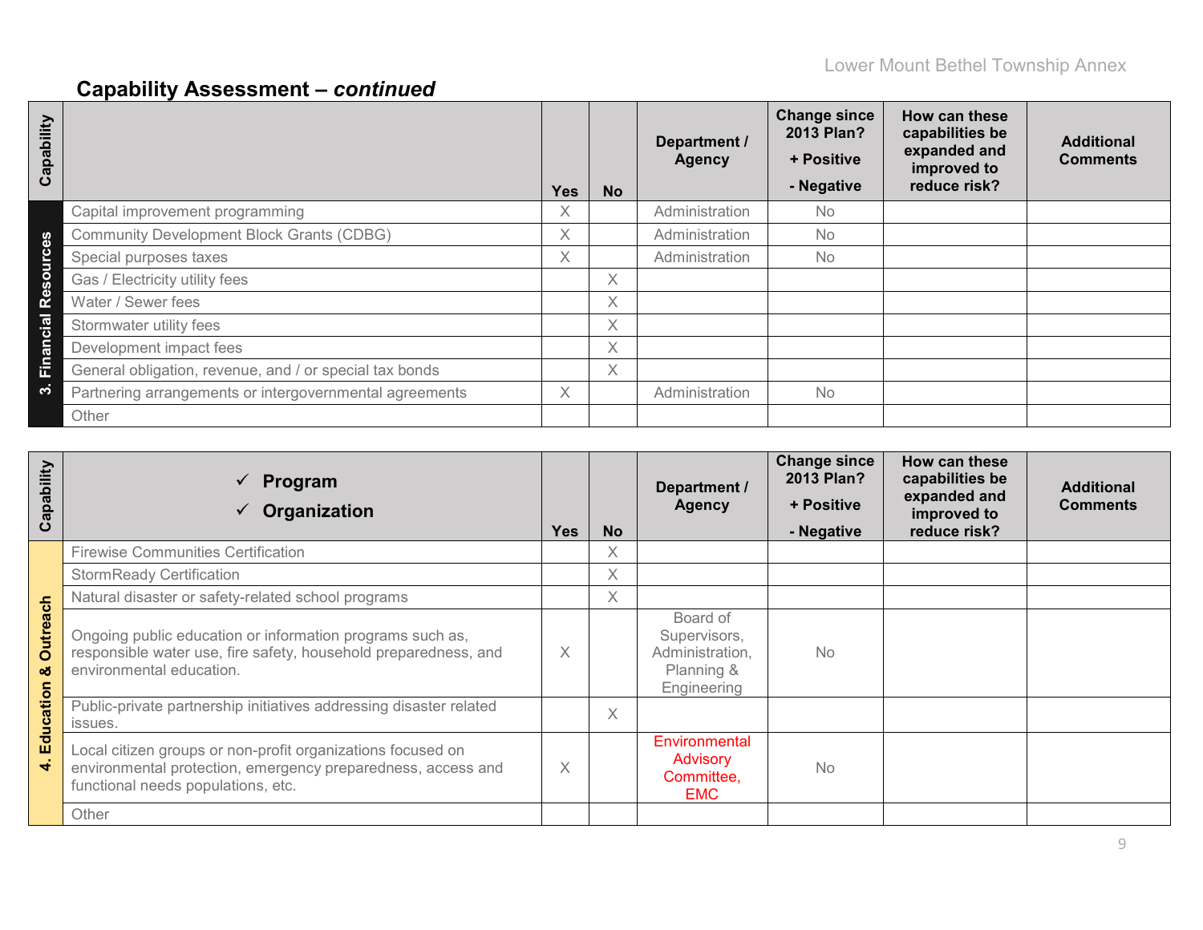## Capability Assessment – *continued*

| Capability | | Yes | No | Department / Agency | Change since 2013 Plan? + Positive - Negative | How can these capabilities be expanded and improved to reduce risk? | Additional Comments |
|---|---|---|---|---|---|---|---|
| 3. Financial Resources | Capital improvement programming | X | | Administration | No | | |
| | Community Development Block Grants (CDBG) | X | | Administration | No | | |
| | Special purposes taxes | X | | Administration | No | | |
| | Gas / Electricity utility fees | | X | | | | |
| | Water / Sewer fees | | X | | | | |
| | Stormwater utility fees | | X | | | | |
| | Development impact fees | | X | | | | |
| | General obligation, revenue, and / or special tax bonds | | X | | | | |
| | Partnering arrangements or intergovernmental agreements | X | | Administration | No | | |
| | Other | | | | | | |

| Capability | ✓ Program ✓ Organization | Yes | No | Department / Agency | Change since 2013 Plan? + Positive - Negative | How can these capabilities be expanded and improved to reduce risk? | Additional Comments |
|---|---|---|---|---|---|---|---|
| 4. Education & Outreach | Firewise Communities Certification | | X | | | | |
| | StormReady Certification | | X | | | | |
| | Natural disaster or safety-related school programs | | X | | | | |
| | Ongoing public education or information programs such as, responsible water use, fire safety, household preparedness, and environmental education. | X | | Board of Supervisors, Administration, Planning & Engineering | No | | |
| | Public-private partnership initiatives addressing disaster related issues. | | X | | | | |
| | Local citizen groups or non-profit organizations focused on environmental protection, emergency preparedness, access and functional needs populations, etc. | X | | Environmental Advisory Committee, EMC | No | | |
| | Other | | | | | | |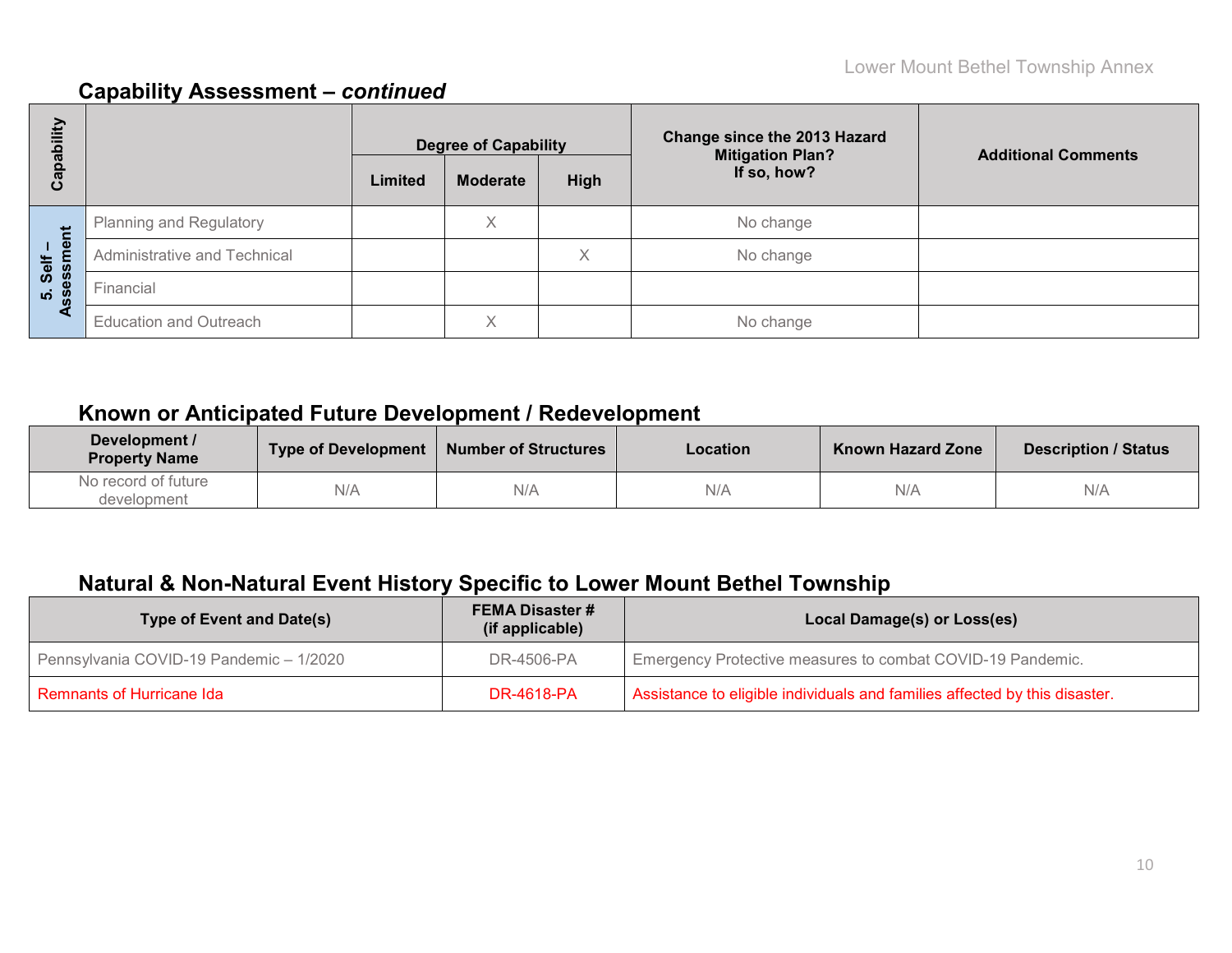## Capability Assessment – *continued*

| Capability | | Degree of Capability | | | Change since the 2013 Hazard Mitigation Plan? If so, how? | Additional Comments |
|---|---|---|---|---|---|---|
| | | Limited | Moderate | High | | |
| 5. Self – Assessment | Planning and Regulatory | | X | | No change | |
| | Administrative and Technical | | | X | No change | |
| | Financial | | | | | |
| | Education and Outreach | | X | | No change | |

## Known or Anticipated Future Development / Redevelopment

| Development / Property Name | Type of Development | Number of Structures | Location | Known Hazard Zone | Description / Status |
|---|---|---|---|---|---|
| No record of future development | N/A | N/A | N/A | N/A | N/A |

## Natural & Non-Natural Event History Specific to Lower Mount Bethel Township

| Type of Event and Date(s) | FEMA Disaster # (if applicable) | Local Damage(s) or Loss(es) |
|---|---|---|
| Pennsylvania COVID-19 Pandemic – 1/2020 | DR-4506-PA | Emergency Protective measures to combat COVID-19 Pandemic. |
| Remnants of Hurricane Ida | DR-4618-PA | Assistance to eligible individuals and families affected by this disaster. |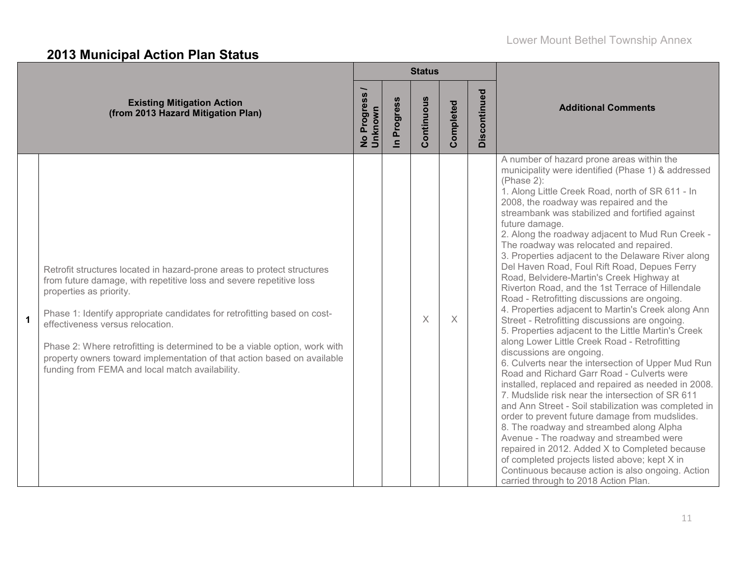## 2013 Municipal Action Plan Status

| | Existing Mitigation Action (from 2013 Hazard Mitigation Plan) | Status | | | | | Additional Comments |
|---|---|---|---|---|---|---|---|
| | | No Progress / Unknown | In Progress | Continuous | Completed | Discontinued | |
| 1 | Retrofit structures located in hazard-prone areas to protect structures from future damage, with repetitive loss and severe repetitive loss properties as priority.<br><br>Phase 1: Identify appropriate candidates for retrofitting based on cost-effectiveness versus relocation.<br><br>Phase 2: Where retrofitting is determined to be a viable option, work with property owners toward implementation of that action based on available funding from FEMA and local match availability. | | | X | X | | A number of hazard prone areas within the municipality were identified (Phase 1) & addressed (Phase 2):<br>1. Along Little Creek Road, north of SR 611 - In 2008, the roadway was repaired and the streambank was stabilized and fortified against future damage.<br>2. Along the roadway adjacent to Mud Run Creek - The roadway was relocated and repaired.<br>3. Properties adjacent to the Delaware River along Del Haven Road, Foul Rift Road, Depues Ferry Road, Belvidere-Martin's Creek Highway at Riverton Road, and the 1st Terrace of Hillendale Road - Retrofitting discussions are ongoing.<br>4. Properties adjacent to Martin's Creek along Ann Street - Retrofitting discussions are ongoing.<br>5. Properties adjacent to the Little Martin's Creek along Lower Little Creek Road - Retrofitting discussions are ongoing.<br>6. Culverts near the intersection of Upper Mud Run Road and Richard Garr Road - Culverts were installed, replaced and repaired as needed in 2008.<br>7. Mudslide risk near the intersection of SR 611 and Ann Street - Soil stabilization was completed in order to prevent future damage from mudslides.<br>8. The roadway and streambed along Alpha Avenue - The roadway and streambed were repaired in 2012. Added X to Completed because of completed projects listed above; kept X in Continuous because action is also ongoing. Action carried through to 2018 Action Plan. |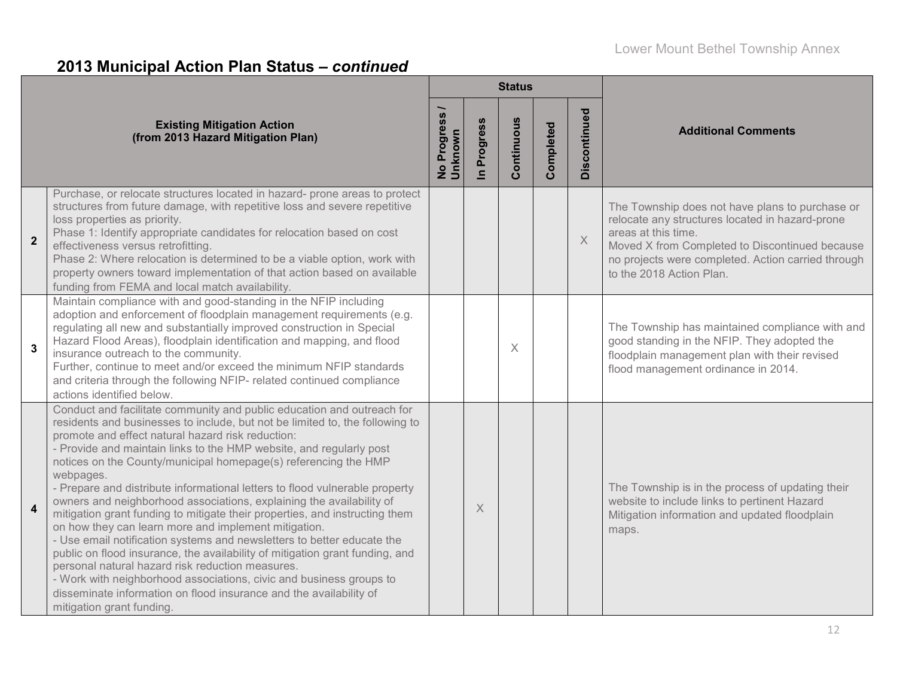## 2013 Municipal Action Plan Status – *continued*

| | Existing Mitigation Action (from 2013 Hazard Mitigation Plan) | Status | | | | | Additional Comments |
|---|---|---|---|---|---|---|---|
| | | No Progress / Unknown | In Progress | Continuous | Completed | Discontinued | |
| 2 | Purchase, or relocate structures located in hazard- prone areas to protect structures from future damage, with repetitive loss and severe repetitive loss properties as priority.<br>Phase 1: Identify appropriate candidates for relocation based on cost effectiveness versus retrofitting.<br>Phase 2: Where relocation is determined to be a viable option, work with property owners toward implementation of that action based on available funding from FEMA and local match availability. | | | | | X | The Township does not have plans to purchase or relocate any structures located in hazard-prone areas at this time.<br>Moved X from Completed to Discontinued because no projects were completed. Action carried through to the 2018 Action Plan. |
| 3 | Maintain compliance with and good-standing in the NFIP including adoption and enforcement of floodplain management requirements (e.g. regulating all new and substantially improved construction in Special Hazard Flood Areas), floodplain identification and mapping, and flood insurance outreach to the community.<br>Further, continue to meet and/or exceed the minimum NFIP standards and criteria through the following NFIP- related continued compliance actions identified below. | | | X | | | The Township has maintained compliance with and good standing in the NFIP. They adopted the floodplain management plan with their revised flood management ordinance in 2014. |
| 4 | Conduct and facilitate community and public education and outreach for residents and businesses to include, but not be limited to, the following to promote and effect natural hazard risk reduction:<br>- Provide and maintain links to the HMP website, and regularly post notices on the County/municipal homepage(s) referencing the HMP webpages.<br>- Prepare and distribute informational letters to flood vulnerable property owners and neighborhood associations, explaining the availability of mitigation grant funding to mitigate their properties, and instructing them on how they can learn more and implement mitigation.<br>- Use email notification systems and newsletters to better educate the public on flood insurance, the availability of mitigation grant funding, and personal natural hazard risk reduction measures.<br>- Work with neighborhood associations, civic and business groups to disseminate information on flood insurance and the availability of mitigation grant funding. | | X | | | | The Township is in the process of updating their website to include links to pertinent Hazard Mitigation information and updated floodplain maps. |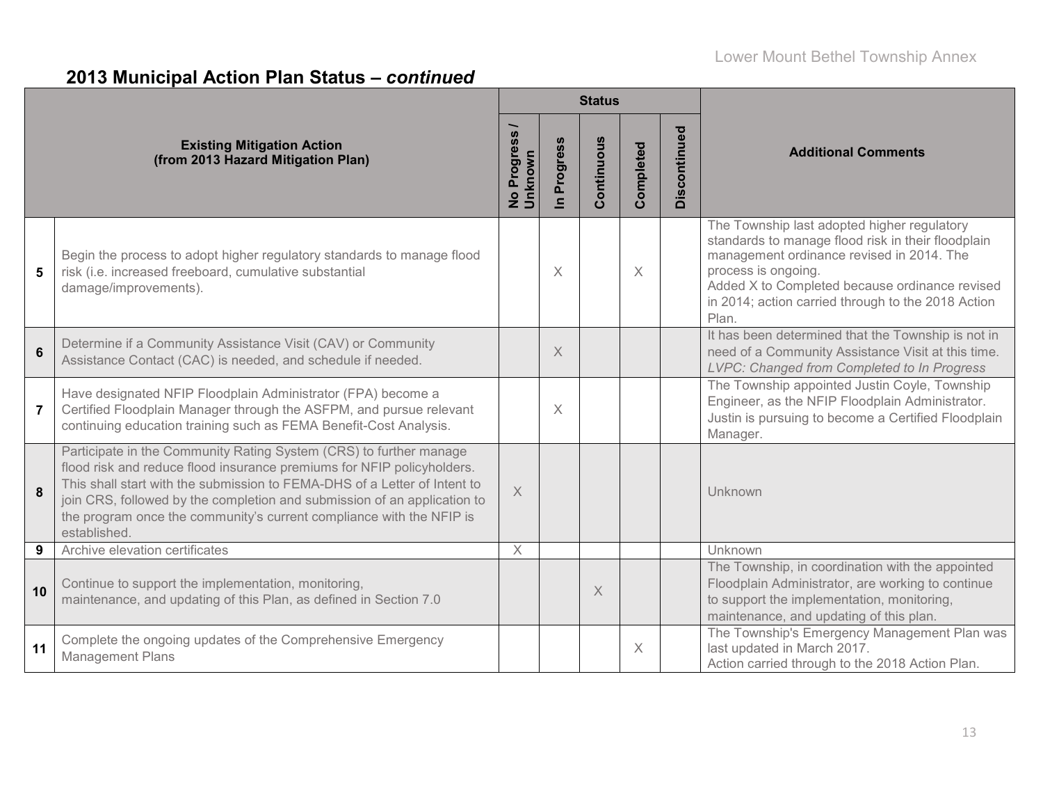## 2013 Municipal Action Plan Status – *continued*

| | Existing Mitigation Action (from 2013 Hazard Mitigation Plan) | Status | | | | | Additional Comments |
|---|---|---|---|---|---|---|---|
| | | No Progress / Unknown | In Progress | Continuous | Completed | Discontinued | |
| 5 | Begin the process to adopt higher regulatory standards to manage flood risk (i.e. increased freeboard, cumulative substantial damage/improvements). | | X | | X | | The Township last adopted higher regulatory standards to manage flood risk in their floodplain management ordinance revised in 2014. The process is ongoing. Added X to Completed because ordinance revised in 2014; action carried through to the 2018 Action Plan. |
| 6 | Determine if a Community Assistance Visit (CAV) or Community Assistance Contact (CAC) is needed, and schedule if needed. | | X | | | | It has been determined that the Township is not in need of a Community Assistance Visit at this time. *LVPC: Changed from Completed to In Progress* |
| 7 | Have designated NFIP Floodplain Administrator (FPA) become a Certified Floodplain Manager through the ASFPM, and pursue relevant continuing education training such as FEMA Benefit-Cost Analysis. | | X | | | | The Township appointed Justin Coyle, Township Engineer, as the NFIP Floodplain Administrator. Justin is pursuing to become a Certified Floodplain Manager. |
| 8 | Participate in the Community Rating System (CRS) to further manage flood risk and reduce flood insurance premiums for NFIP policyholders. This shall start with the submission to FEMA-DHS of a Letter of Intent to join CRS, followed by the completion and submission of an application to the program once the community's current compliance with the NFIP is established. | X | | | | | Unknown |
| 9 | Archive elevation certificates | X | | | | | Unknown |
| 10 | Continue to support the implementation, monitoring, maintenance, and updating of this Plan, as defined in Section 7.0 | | | X | | | The Township, in coordination with the appointed Floodplain Administrator, are working to continue to support the implementation, monitoring, maintenance, and updating of this plan. |
| 11 | Complete the ongoing updates of the Comprehensive Emergency Management Plans | | | | X | | The Township's Emergency Management Plan was last updated in March 2017. Action carried through to the 2018 Action Plan. |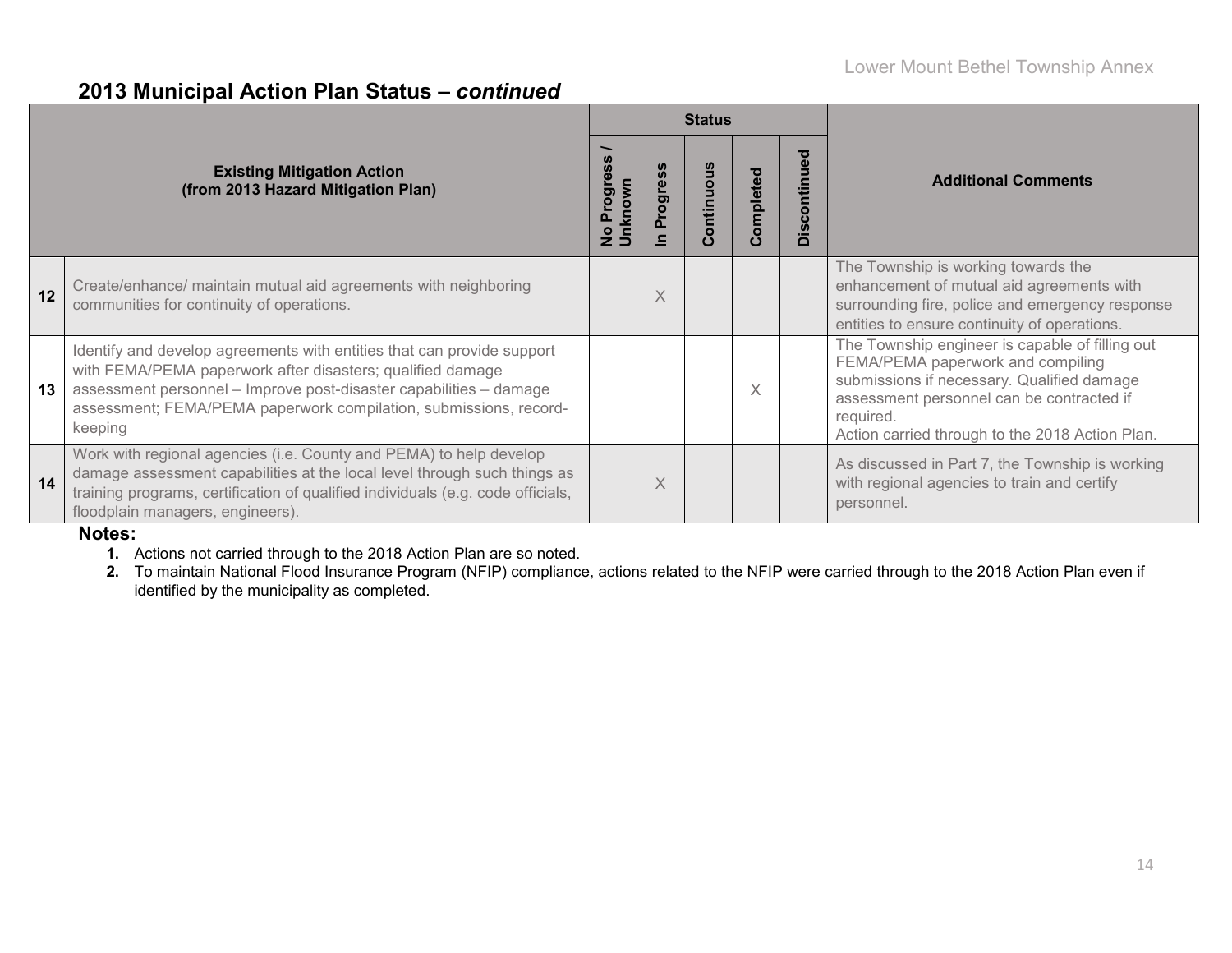## 2013 Municipal Action Plan Status – *continued*

| | Existing Mitigation Action (from 2013 Hazard Mitigation Plan) | Status | | | | | Additional Comments |
|---|---|---|---|---|---|---|---|
| | | No Progress / Unknown | In Progress | Continuous | Completed | Discontinued | |
| 12 | Create/enhance/ maintain mutual aid agreements with neighboring communities for continuity of operations. | | X | | | | The Township is working towards the enhancement of mutual aid agreements with surrounding fire, police and emergency response entities to ensure continuity of operations. |
| 13 | Identify and develop agreements with entities that can provide support with FEMA/PEMA paperwork after disasters; qualified damage assessment personnel – Improve post-disaster capabilities – damage assessment; FEMA/PEMA paperwork compilation, submissions, record-keeping | | | | X | | The Township engineer is capable of filling out FEMA/PEMA paperwork and compiling submissions if necessary. Qualified damage assessment personnel can be contracted if required. Action carried through to the 2018 Action Plan. |
| 14 | Work with regional agencies (i.e. County and PEMA) to help develop damage assessment capabilities at the local level through such things as training programs, certification of qualified individuals (e.g. code officials, floodplain managers, engineers). | | X | | | | As discussed in Part 7, the Township is working with regional agencies to train and certify personnel. |

**Notes:**

1. Actions not carried through to the 2018 Action Plan are so noted.
2. To maintain National Flood Insurance Program (NFIP) compliance, actions related to the NFIP were carried through to the 2018 Action Plan even if identified by the municipality as completed.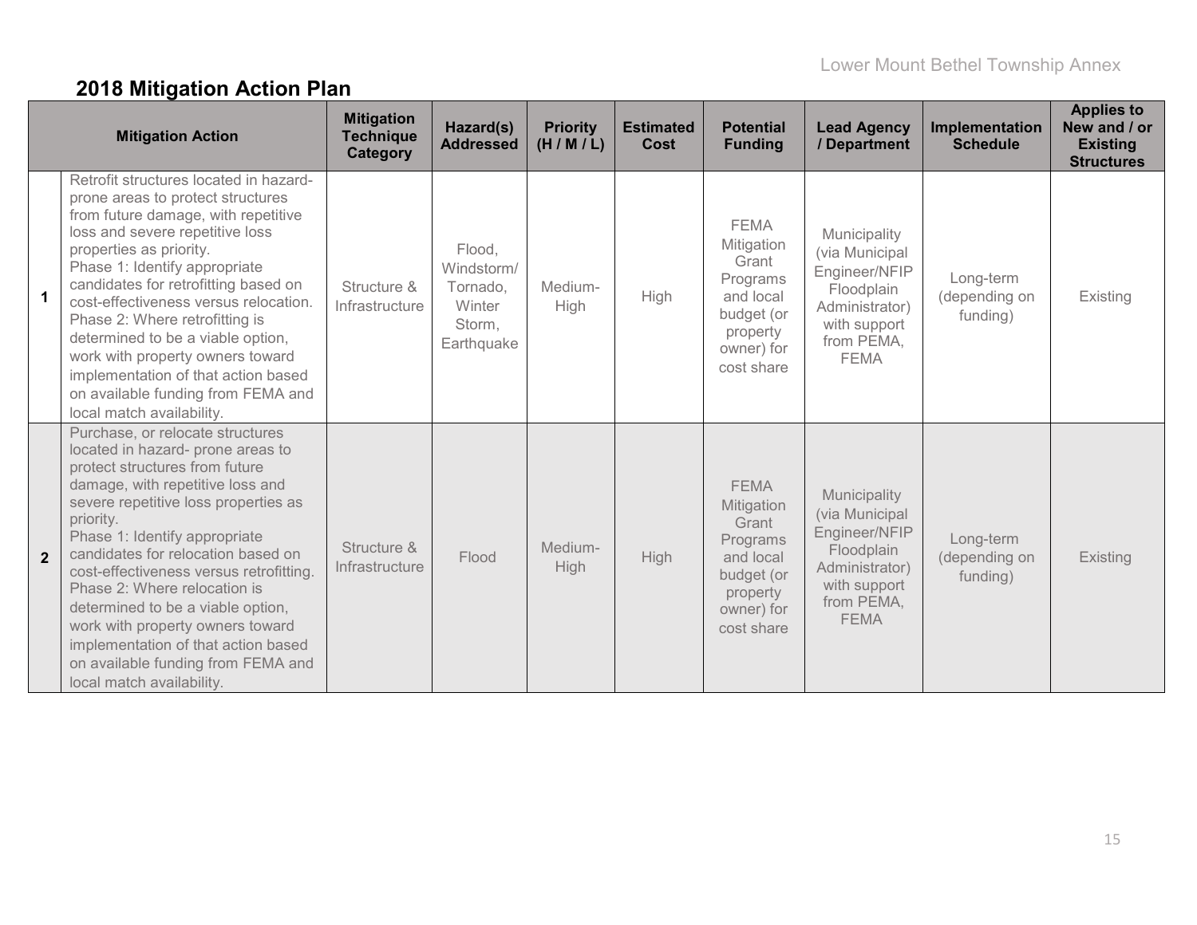## 2018 Mitigation Action Plan

| | Mitigation Action | Mitigation Technique Category | Hazard(s) Addressed | Priority (H / M / L) | Estimated Cost | Potential Funding | Lead Agency / Department | Implementation Schedule | Applies to New and / or Existing Structures |
|---|---|---|---|---|---|---|---|---|---|
| 1 | Retrofit structures located in hazard-prone areas to protect structures from future damage, with repetitive loss and severe repetitive loss properties as priority.<br>Phase 1: Identify appropriate candidates for retrofitting based on cost-effectiveness versus relocation.<br>Phase 2: Where retrofitting is determined to be a viable option, work with property owners toward implementation of that action based on available funding from FEMA and local match availability. | Structure & Infrastructure | Flood, Windstorm/ Tornado, Winter Storm, Earthquake | Medium-High | High | FEMA Mitigation Grant Programs and local budget (or property owner) for cost share | Municipality (via Municipal Engineer/NFIP Floodplain Administrator) with support from PEMA, FEMA | Long-term (depending on funding) | Existing |
| 2 | Purchase, or relocate structures located in hazard- prone areas to protect structures from future damage, with repetitive loss and severe repetitive loss properties as priority.<br>Phase 1: Identify appropriate candidates for relocation based on cost-effectiveness versus retrofitting.<br>Phase 2: Where relocation is determined to be a viable option, work with property owners toward implementation of that action based on available funding from FEMA and local match availability. | Structure & Infrastructure | Flood | Medium-High | High | FEMA Mitigation Grant Programs and local budget (or property owner) for cost share | Municipality (via Municipal Engineer/NFIP Floodplain Administrator) with support from PEMA, FEMA | Long-term (depending on funding) | Existing |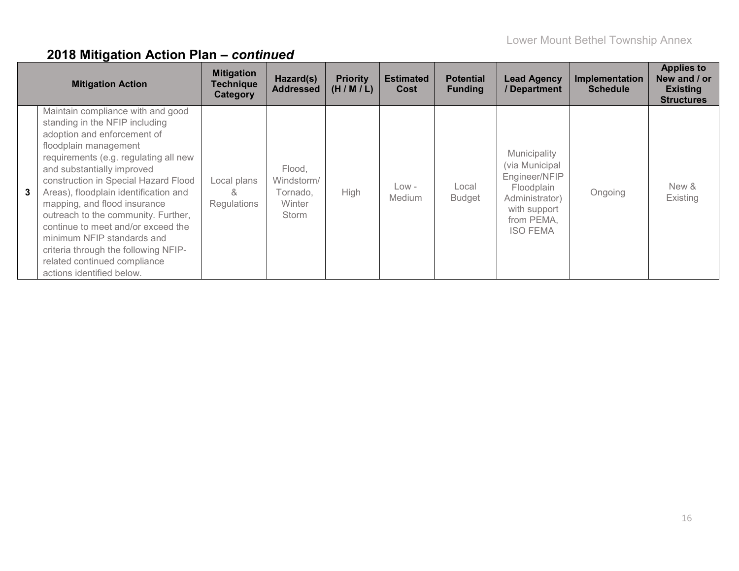## 2018 Mitigation Action Plan – *continued*

| | Mitigation Action | Mitigation Technique Category | Hazard(s) Addressed | Priority (H / M / L) | Estimated Cost | Potential Funding | Lead Agency / Department | Implementation Schedule | Applies to New and / or Existing Structures |
|---|---|---|---|---|---|---|---|---|---|
| **3** | Maintain compliance with and good standing in the NFIP including adoption and enforcement of floodplain management requirements (e.g. regulating all new and substantially improved construction in Special Hazard Flood Areas), floodplain identification and mapping, and flood insurance outreach to the community. Further, continue to meet and/or exceed the minimum NFIP standards and criteria through the following NFIP-related continued compliance actions identified below. | Local plans & Regulations | Flood, Windstorm/ Tornado, Winter Storm | High | Low - Medium | Local Budget | Municipality (via Municipal Engineer/NFIP Floodplain Administrator) with support from PEMA, ISO FEMA | Ongoing | New & Existing |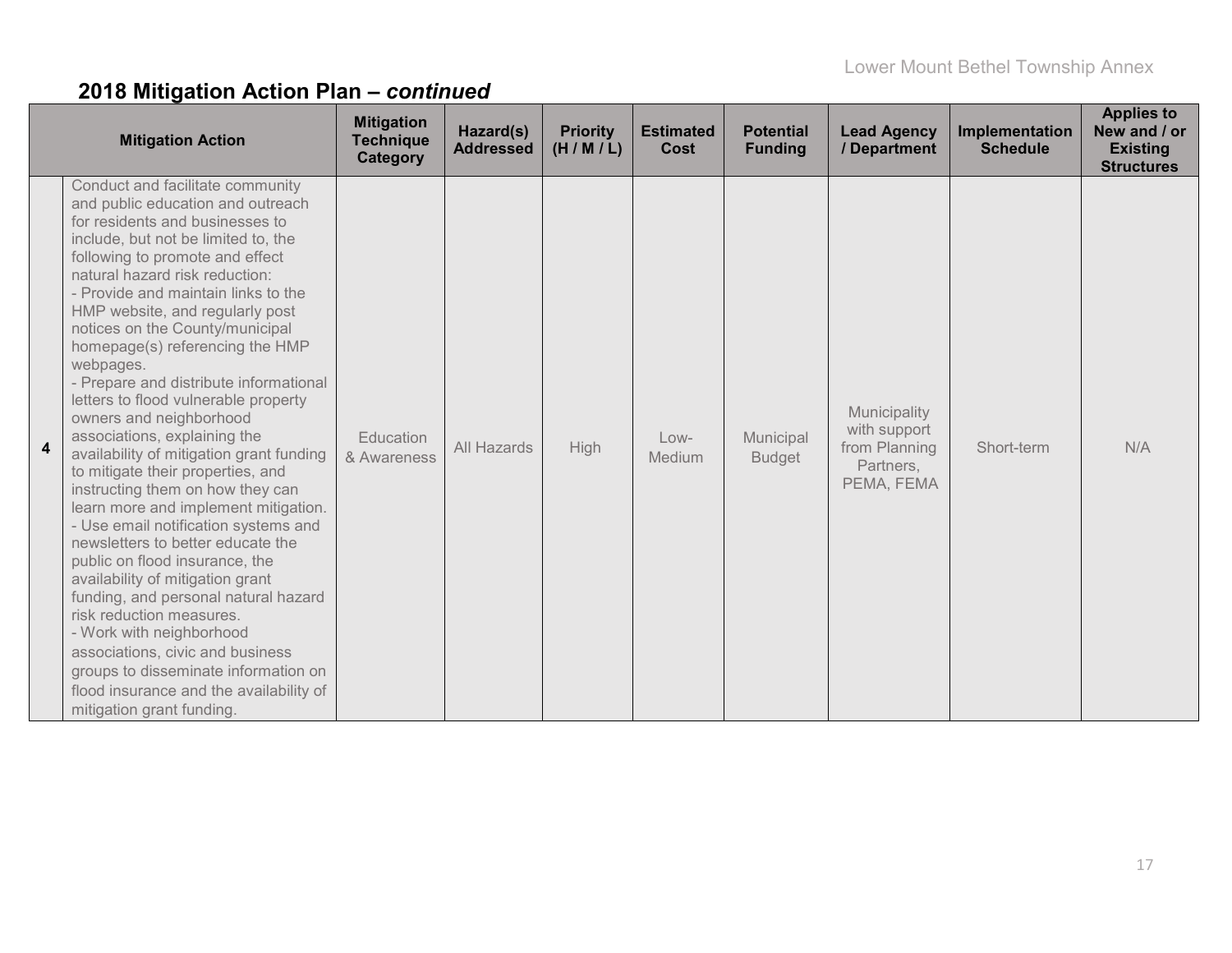## 2018 Mitigation Action Plan – *continued*

| | Mitigation Action | Mitigation Technique Category | Hazard(s) Addressed | Priority (H / M / L) | Estimated Cost | Potential Funding | Lead Agency / Department | Implementation Schedule | Applies to New and / or Existing Structures |
|---|---|---|---|---|---|---|---|---|---|
| **4** | Conduct and facilitate community and public education and outreach for residents and businesses to include, but not be limited to, the following to promote and effect natural hazard risk reduction:<br>- Provide and maintain links to the HMP website, and regularly post notices on the County/municipal homepage(s) referencing the HMP webpages.<br>- Prepare and distribute informational letters to flood vulnerable property owners and neighborhood associations, explaining the availability of mitigation grant funding to mitigate their properties, and instructing them on how they can learn more and implement mitigation.<br>- Use email notification systems and newsletters to better educate the public on flood insurance, the availability of mitigation grant funding, and personal natural hazard risk reduction measures.<br>- Work with neighborhood associations, civic and business groups to disseminate information on flood insurance and the availability of mitigation grant funding. | Education & Awareness | All Hazards | High | Low-Medium | Municipal Budget | Municipality with support from Planning Partners, PEMA, FEMA | Short-term | N/A |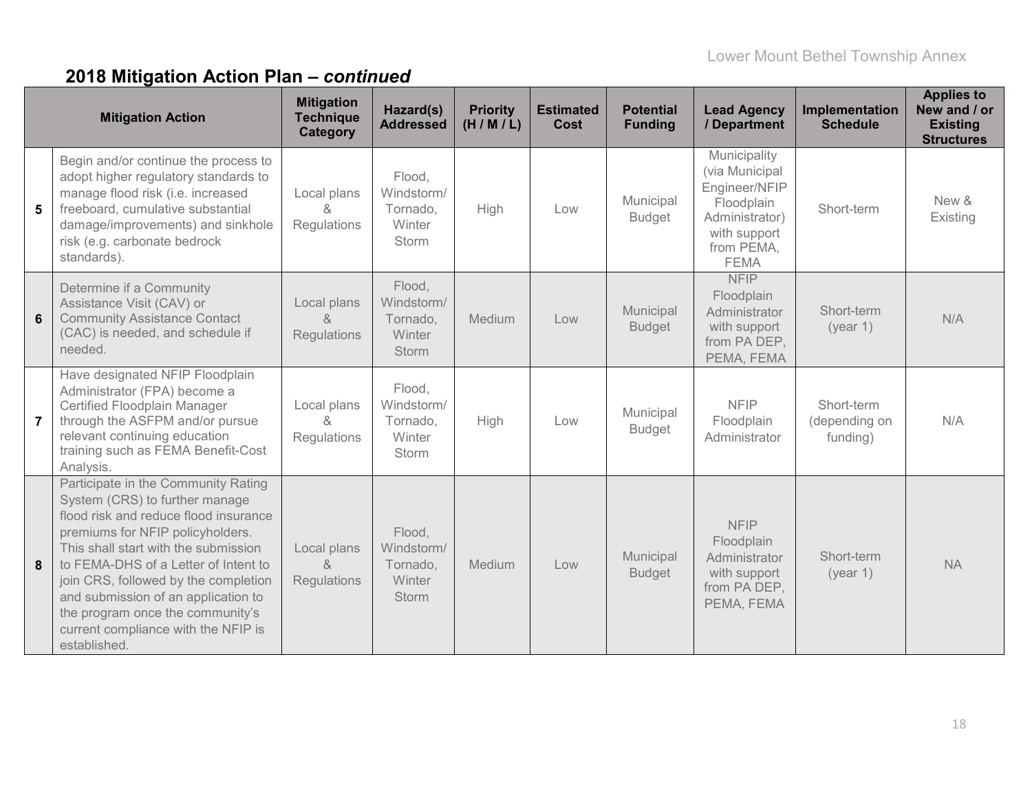## 2018 Mitigation Action Plan – *continued*

| | Mitigation Action | Mitigation Technique Category | Hazard(s) Addressed | Priority (H / M / L) | Estimated Cost | Potential Funding | Lead Agency / Department | Implementation Schedule | Applies to New and / or Existing Structures |
|---|---|---|---|---|---|---|---|---|---|
| **5** | Begin and/or continue the process to adopt higher regulatory standards to manage flood risk (i.e. increased freeboard, cumulative substantial damage/improvements) and sinkhole risk (e.g. carbonate bedrock standards). | Local plans & Regulations | Flood, Windstorm/ Tornado, Winter Storm | High | Low | Municipal Budget | Municipality (via Municipal Engineer/NFIP Floodplain Administrator) with support from PEMA, FEMA | Short-term | New & Existing |
| **6** | Determine if a Community Assistance Visit (CAV) or Community Assistance Contact (CAC) is needed, and schedule if needed. | Local plans & Regulations | Flood, Windstorm/ Tornado, Winter Storm | Medium | Low | Municipal Budget | NFIP Floodplain Administrator with support from PA DEP, PEMA, FEMA | Short-term (year 1) | N/A |
| **7** | Have designated NFIP Floodplain Administrator (FPA) become a Certified Floodplain Manager through the ASFPM and/or pursue relevant continuing education training such as FEMA Benefit-Cost Analysis. | Local plans & Regulations | Flood, Windstorm/ Tornado, Winter Storm | High | Low | Municipal Budget | NFIP Floodplain Administrator | Short-term (depending on funding) | N/A |
| **8** | Participate in the Community Rating System (CRS) to further manage flood risk and reduce flood insurance premiums for NFIP policyholders. This shall start with the submission to FEMA-DHS of a Letter of Intent to join CRS, followed by the completion and submission of an application to the program once the community's current compliance with the NFIP is established. | Local plans & Regulations | Flood, Windstorm/ Tornado, Winter Storm | Medium | Low | Municipal Budget | NFIP Floodplain Administrator with support from PA DEP, PEMA, FEMA | Short-term (year 1) | NA |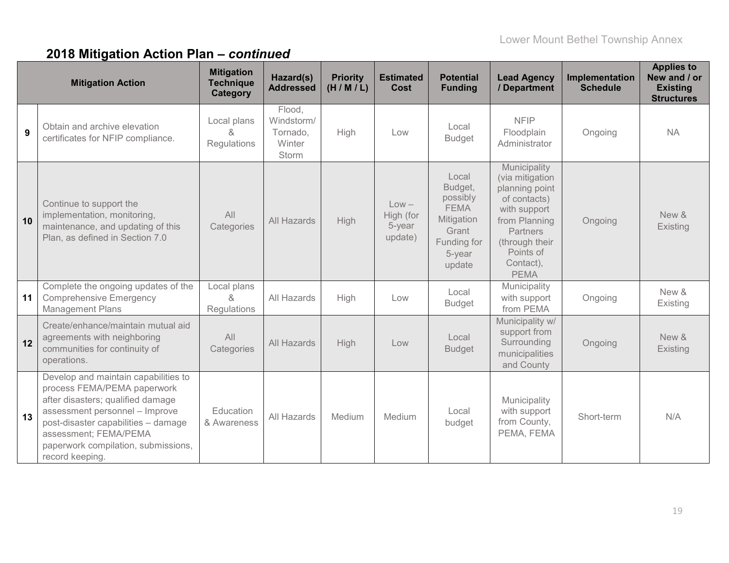## 2018 Mitigation Action Plan – *continued*

| | Mitigation Action | Mitigation Technique Category | Hazard(s) Addressed | Priority (H / M / L) | Estimated Cost | Potential Funding | Lead Agency / Department | Implementation Schedule | Applies to New and / or Existing Structures |
|---|---|---|---|---|---|---|---|---|---|
| 9 | Obtain and archive elevation certificates for NFIP compliance. | Local plans & Regulations | Flood, Windstorm/ Tornado, Winter Storm | High | Low | Local Budget | NFIP Floodplain Administrator | Ongoing | NA |
| 10 | Continue to support the implementation, monitoring, maintenance, and updating of this Plan, as defined in Section 7.0 | All Categories | All Hazards | High | Low – High (for 5-year update) | Local Budget, possibly FEMA Mitigation Grant Funding for 5-year update | Municipality (via mitigation planning point of contacts) with support from Planning Partners (through their Points of Contact), PEMA | Ongoing | New & Existing |
| 11 | Complete the ongoing updates of the Comprehensive Emergency Management Plans | Local plans & Regulations | All Hazards | High | Low | Local Budget | Municipality with support from PEMA | Ongoing | New & Existing |
| 12 | Create/enhance/maintain mutual aid agreements with neighboring communities for continuity of operations. | All Categories | All Hazards | High | Low | Local Budget | Municipality w/ support from Surrounding municipalities and County | Ongoing | New & Existing |
| 13 | Develop and maintain capabilities to process FEMA/PEMA paperwork after disasters; qualified damage assessment personnel – Improve post-disaster capabilities – damage assessment; FEMA/PEMA paperwork compilation, submissions, record keeping. | Education & Awareness | All Hazards | Medium | Medium | Local budget | Municipality with support from County, PEMA, FEMA | Short-term | N/A |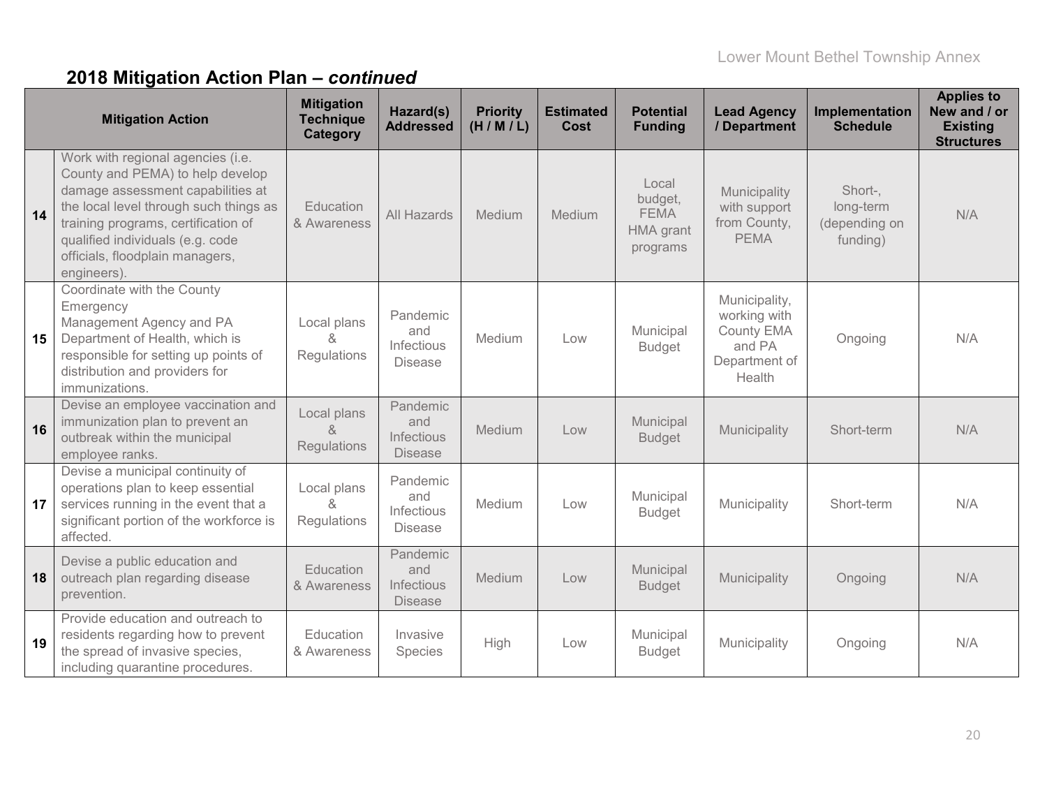## 2018 Mitigation Action Plan – *continued*

| | Mitigation Action | Mitigation Technique Category | Hazard(s) Addressed | Priority (H / M / L) | Estimated Cost | Potential Funding | Lead Agency / Department | Implementation Schedule | Applies to New and / or Existing Structures |
|---|---|---|---|---|---|---|---|---|---|
| 14 | Work with regional agencies (i.e. County and PEMA) to help develop damage assessment capabilities at the local level through such things as training programs, certification of qualified individuals (e.g. code officials, floodplain managers, engineers). | Education & Awareness | All Hazards | Medium | Medium | Local budget, FEMA HMA grant programs | Municipality with support from County, PEMA | Short-, long-term (depending on funding) | N/A |
| 15 | Coordinate with the County Emergency Management Agency and PA Department of Health, which is responsible for setting up points of distribution and providers for immunizations. | Local plans & Regulations | Pandemic and Infectious Disease | Medium | Low | Municipal Budget | Municipality, working with County EMA and PA Department of Health | Ongoing | N/A |
| 16 | Devise an employee vaccination and immunization plan to prevent an outbreak within the municipal employee ranks. | Local plans & Regulations | Pandemic and Infectious Disease | Medium | Low | Municipal Budget | Municipality | Short-term | N/A |
| 17 | Devise a municipal continuity of operations plan to keep essential services running in the event that a significant portion of the workforce is affected. | Local plans & Regulations | Pandemic and Infectious Disease | Medium | Low | Municipal Budget | Municipality | Short-term | N/A |
| 18 | Devise a public education and outreach plan regarding disease prevention. | Education & Awareness | Pandemic and Infectious Disease | Medium | Low | Municipal Budget | Municipality | Ongoing | N/A |
| 19 | Provide education and outreach to residents regarding how to prevent the spread of invasive species, including quarantine procedures. | Education & Awareness | Invasive Species | High | Low | Municipal Budget | Municipality | Ongoing | N/A |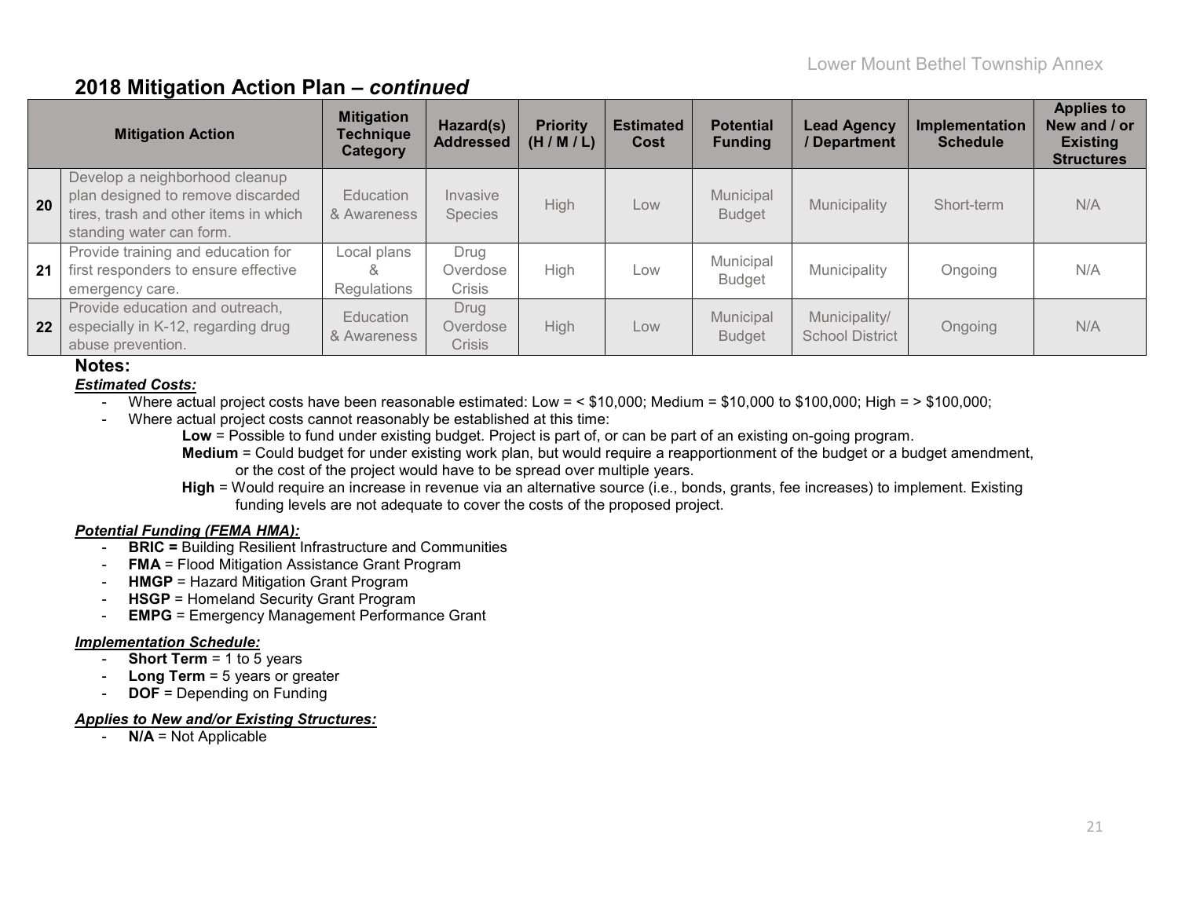## 2018 Mitigation Action Plan – *continued*

| | Mitigation Action | Mitigation Technique Category | Hazard(s) Addressed | Priority (H / M / L) | Estimated Cost | Potential Funding | Lead Agency / Department | Implementation Schedule | Applies to New and / or Existing Structures |
|---|---|---|---|---|---|---|---|---|---|
| 20 | Develop a neighborhood cleanup plan designed to remove discarded tires, trash and other items in which standing water can form. | Education & Awareness | Invasive Species | High | Low | Municipal Budget | Municipality | Short-term | N/A |
| 21 | Provide training and education for first responders to ensure effective emergency care. | Local plans & Regulations | Drug Overdose Crisis | High | Low | Municipal Budget | Municipality | Ongoing | N/A |
| 22 | Provide education and outreach, especially in K-12, regarding drug abuse prevention. | Education & Awareness | Drug Overdose Crisis | High | Low | Municipal Budget | Municipality/ School District | Ongoing | N/A |

**Notes:**

***Estimated Costs:***

- Where actual project costs have been reasonable estimated: Low = < $10,000; Medium = $10,000 to $100,000; High = > $100,000;
- Where actual project costs cannot reasonably be established at this time:
  - **Low** = Possible to fund under existing budget. Project is part of, or can be part of an existing on-going program.
  - **Medium** = Could budget for under existing work plan, but would require a reapportionment of the budget or a budget amendment, or the cost of the project would have to be spread over multiple years.
  - **High** = Would require an increase in revenue via an alternative source (i.e., bonds, grants, fee increases) to implement. Existing funding levels are not adequate to cover the costs of the proposed project.

***Potential Funding (FEMA HMA):***

- **BRIC =** Building Resilient Infrastructure and Communities
- **FMA** = Flood Mitigation Assistance Grant Program
- **HMGP** = Hazard Mitigation Grant Program
- **HSGP** = Homeland Security Grant Program
- **EMPG** = Emergency Management Performance Grant

***Implementation Schedule:***

- **Short Term** = 1 to 5 years
- **Long Term** = 5 years or greater
- **DOF** = Depending on Funding

***Applies to New and/or Existing Structures:***

- **N/A** = Not Applicable